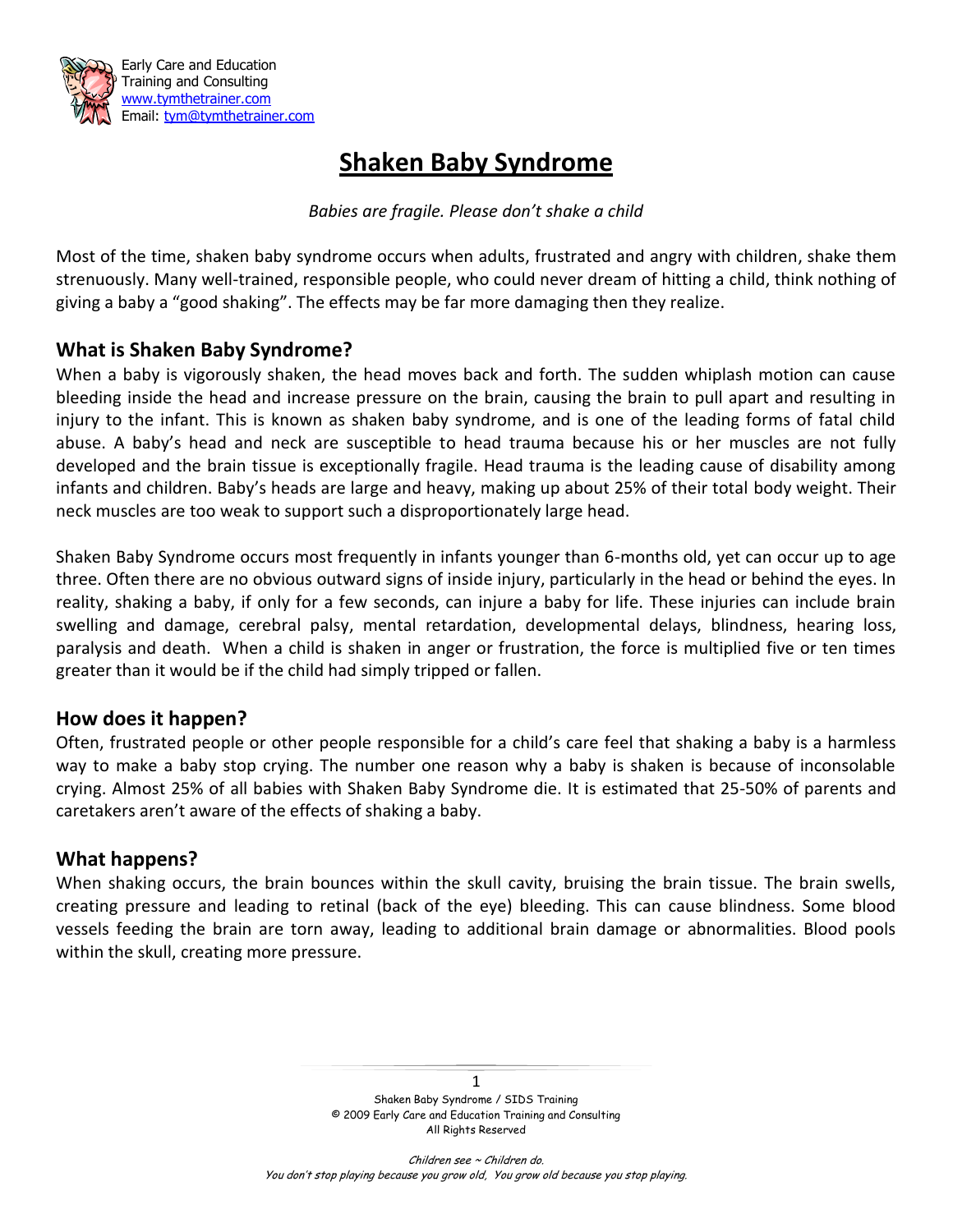Early Care and Education
Training and Consulting
www.tymthetrainer.com
Email: tym@tymthetrainer.com

# Shaken Baby Syndrome

*Babies are fragile. Please don't shake a child*

Most of the time, shaken baby syndrome occurs when adults, frustrated and angry with children, shake them strenuously. Many well-trained, responsible people, who could never dream of hitting a child, think nothing of giving a baby a "good shaking". The effects may be far more damaging then they realize.

## What is Shaken Baby Syndrome?

When a baby is vigorously shaken, the head moves back and forth. The sudden whiplash motion can cause bleeding inside the head and increase pressure on the brain, causing the brain to pull apart and resulting in injury to the infant. This is known as shaken baby syndrome, and is one of the leading forms of fatal child abuse. A baby's head and neck are susceptible to head trauma because his or her muscles are not fully developed and the brain tissue is exceptionally fragile. Head trauma is the leading cause of disability among infants and children. Baby's heads are large and heavy, making up about 25% of their total body weight. Their neck muscles are too weak to support such a disproportionately large head.

Shaken Baby Syndrome occurs most frequently in infants younger than 6-months old, yet can occur up to age three. Often there are no obvious outward signs of inside injury, particularly in the head or behind the eyes. In reality, shaking a baby, if only for a few seconds, can injure a baby for life. These injuries can include brain swelling and damage, cerebral palsy, mental retardation, developmental delays, blindness, hearing loss, paralysis and death. When a child is shaken in anger or frustration, the force is multiplied five or ten times greater than it would be if the child had simply tripped or fallen.

## How does it happen?

Often, frustrated people or other people responsible for a child's care feel that shaking a baby is a harmless way to make a baby stop crying. The number one reason why a baby is shaken is because of inconsolable crying. Almost 25% of all babies with Shaken Baby Syndrome die. It is estimated that 25-50% of parents and caretakers aren't aware of the effects of shaking a baby.

## What happens?

When shaking occurs, the brain bounces within the skull cavity, bruising the brain tissue. The brain swells, creating pressure and leading to retinal (back of the eye) bleeding. This can cause blindness. Some blood vessels feeding the brain are torn away, leading to additional brain damage or abnormalities. Blood pools within the skull, creating more pressure.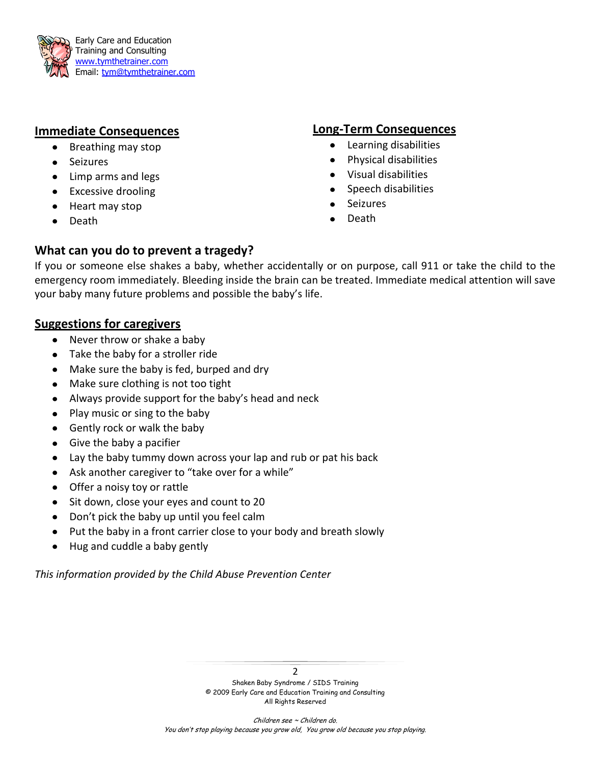## Immediate Consequences

- Breathing may stop
- Seizures
- Limp arms and legs
- Excessive drooling
- Heart may stop
- Death

## Long-Term Consequences

- Learning disabilities
- Physical disabilities
- Visual disabilities
- Speech disabilities
- Seizures
- Death

## What can you do to prevent a tragedy?

If you or someone else shakes a baby, whether accidentally or on purpose, call 911 or take the child to the emergency room immediately. Bleeding inside the brain can be treated. Immediate medical attention will save your baby many future problems and possible the baby's life.

## Suggestions for caregivers

- Never throw or shake a baby
- Take the baby for a stroller ride
- Make sure the baby is fed, burped and dry
- Make sure clothing is not too tight
- Always provide support for the baby's head and neck
- Play music or sing to the baby
- Gently rock or walk the baby
- Give the baby a pacifier
- Lay the baby tummy down across your lap and rub or pat his back
- Ask another caregiver to "take over for a while"
- Offer a noisy toy or rattle
- Sit down, close your eyes and count to 20
- Don't pick the baby up until you feel calm
- Put the baby in a front carrier close to your body and breath slowly
- Hug and cuddle a baby gently

*This information provided by the Child Abuse Prevention Center*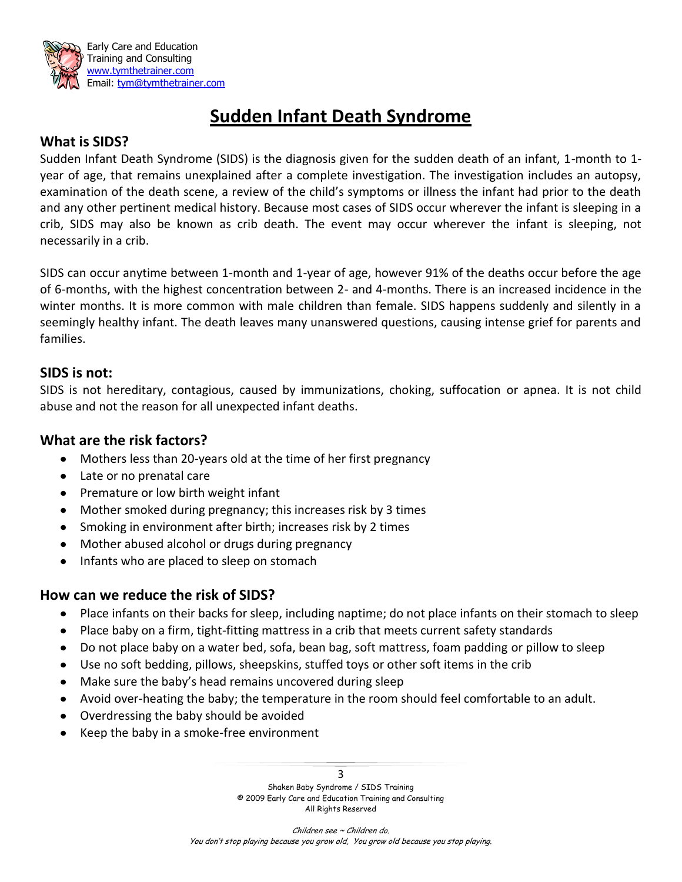Early Care and Education
Training and Consulting
www.tymthetrainer.com
Email: tym@tymthetrainer.com

# Sudden Infant Death Syndrome

## What is SIDS?

Sudden Infant Death Syndrome (SIDS) is the diagnosis given for the sudden death of an infant, 1-month to 1-year of age, that remains unexplained after a complete investigation. The investigation includes an autopsy, examination of the death scene, a review of the child's symptoms or illness the infant had prior to the death and any other pertinent medical history. Because most cases of SIDS occur wherever the infant is sleeping in a crib, SIDS may also be known as crib death. The event may occur wherever the infant is sleeping, not necessarily in a crib.

SIDS can occur anytime between 1-month and 1-year of age, however 91% of the deaths occur before the age of 6-months, with the highest concentration between 2- and 4-months. There is an increased incidence in the winter months. It is more common with male children than female. SIDS happens suddenly and silently in a seemingly healthy infant. The death leaves many unanswered questions, causing intense grief for parents and families.

## SIDS is not:

SIDS is not hereditary, contagious, caused by immunizations, choking, suffocation or apnea. It is not child abuse and not the reason for all unexpected infant deaths.

## What are the risk factors?

- Mothers less than 20-years old at the time of her first pregnancy
- Late or no prenatal care
- Premature or low birth weight infant
- Mother smoked during pregnancy; this increases risk by 3 times
- Smoking in environment after birth; increases risk by 2 times
- Mother abused alcohol or drugs during pregnancy
- Infants who are placed to sleep on stomach

## How can we reduce the risk of SIDS?

- Place infants on their backs for sleep, including naptime; do not place infants on their stomach to sleep
- Place baby on a firm, tight-fitting mattress in a crib that meets current safety standards
- Do not place baby on a water bed, sofa, bean bag, soft mattress, foam padding or pillow to sleep
- Use no soft bedding, pillows, sheepskins, stuffed toys or other soft items in the crib
- Make sure the baby's head remains uncovered during sleep
- Avoid over-heating the baby; the temperature in the room should feel comfortable to an adult.
- Overdressing the baby should be avoided
- Keep the baby in a smoke-free environment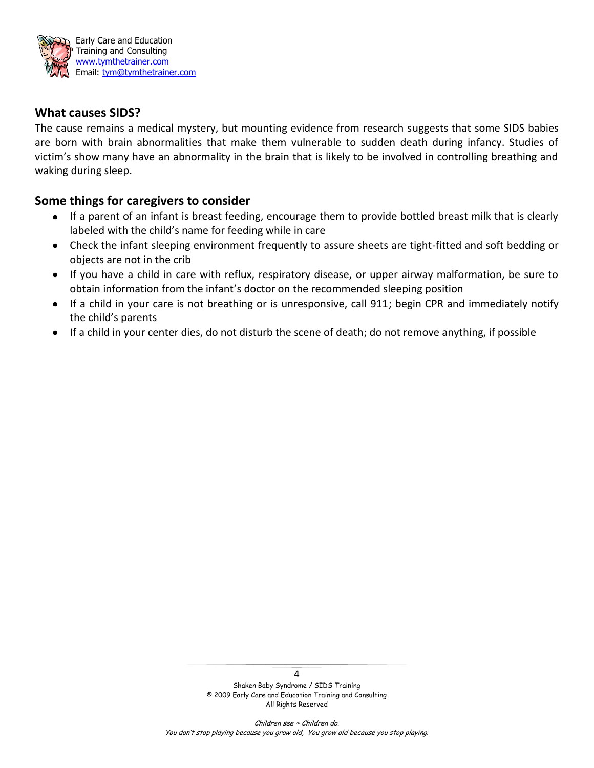## What causes SIDS?

The cause remains a medical mystery, but mounting evidence from research suggests that some SIDS babies are born with brain abnormalities that make them vulnerable to sudden death during infancy. Studies of victim's show many have an abnormality in the brain that is likely to be involved in controlling breathing and waking during sleep.

## Some things for caregivers to consider

- If a parent of an infant is breast feeding, encourage them to provide bottled breast milk that is clearly labeled with the child's name for feeding while in care
- Check the infant sleeping environment frequently to assure sheets are tight-fitted and soft bedding or objects are not in the crib
- If you have a child in care with reflux, respiratory disease, or upper airway malformation, be sure to obtain information from the infant's doctor on the recommended sleeping position
- If a child in your care is not breathing or is unresponsive, call 911; begin CPR and immediately notify the child's parents
- If a child in your center dies, do not disturb the scene of death; do not remove anything, if possible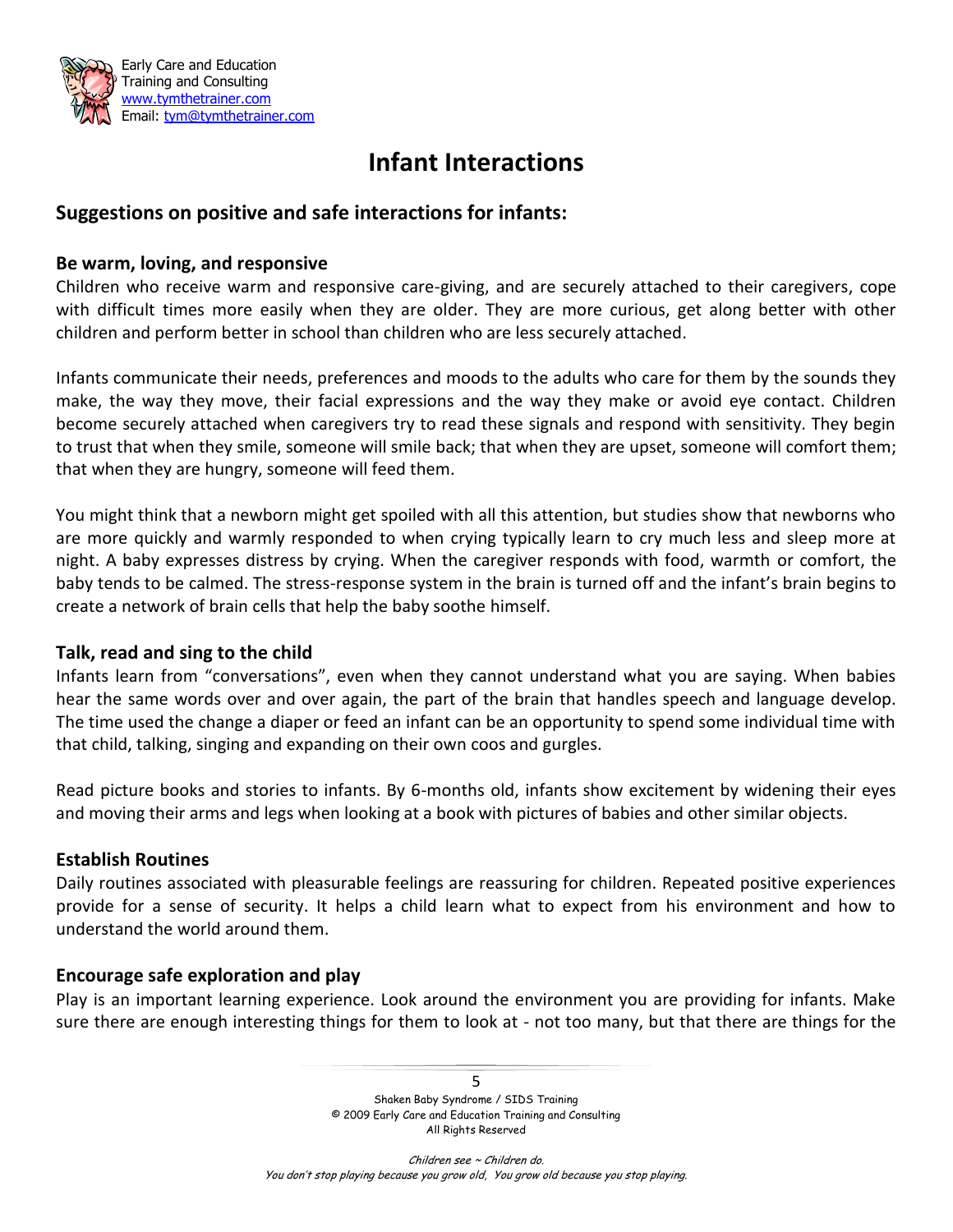# Infant Interactions

## Suggestions on positive and safe interactions for infants:

### Be warm, loving, and responsive

Children who receive warm and responsive care-giving, and are securely attached to their caregivers, cope with difficult times more easily when they are older. They are more curious, get along better with other children and perform better in school than children who are less securely attached.

Infants communicate their needs, preferences and moods to the adults who care for them by the sounds they make, the way they move, their facial expressions and the way they make or avoid eye contact. Children become securely attached when caregivers try to read these signals and respond with sensitivity. They begin to trust that when they smile, someone will smile back; that when they are upset, someone will comfort them; that when they are hungry, someone will feed them.

You might think that a newborn might get spoiled with all this attention, but studies show that newborns who are more quickly and warmly responded to when crying typically learn to cry much less and sleep more at night. A baby expresses distress by crying. When the caregiver responds with food, warmth or comfort, the baby tends to be calmed. The stress-response system in the brain is turned off and the infant's brain begins to create a network of brain cells that help the baby soothe himself.

### Talk, read and sing to the child

Infants learn from "conversations", even when they cannot understand what you are saying. When babies hear the same words over and over again, the part of the brain that handles speech and language develop. The time used the change a diaper or feed an infant can be an opportunity to spend some individual time with that child, talking, singing and expanding on their own coos and gurgles.

Read picture books and stories to infants. By 6-months old, infants show excitement by widening their eyes and moving their arms and legs when looking at a book with pictures of babies and other similar objects.

### Establish Routines

Daily routines associated with pleasurable feelings are reassuring for children. Repeated positive experiences provide for a sense of security. It helps a child learn what to expect from his environment and how to understand the world around them.

### Encourage safe exploration and play

Play is an important learning experience. Look around the environment you are providing for infants. Make sure there are enough interesting things for them to look at - not too many, but that there are things for the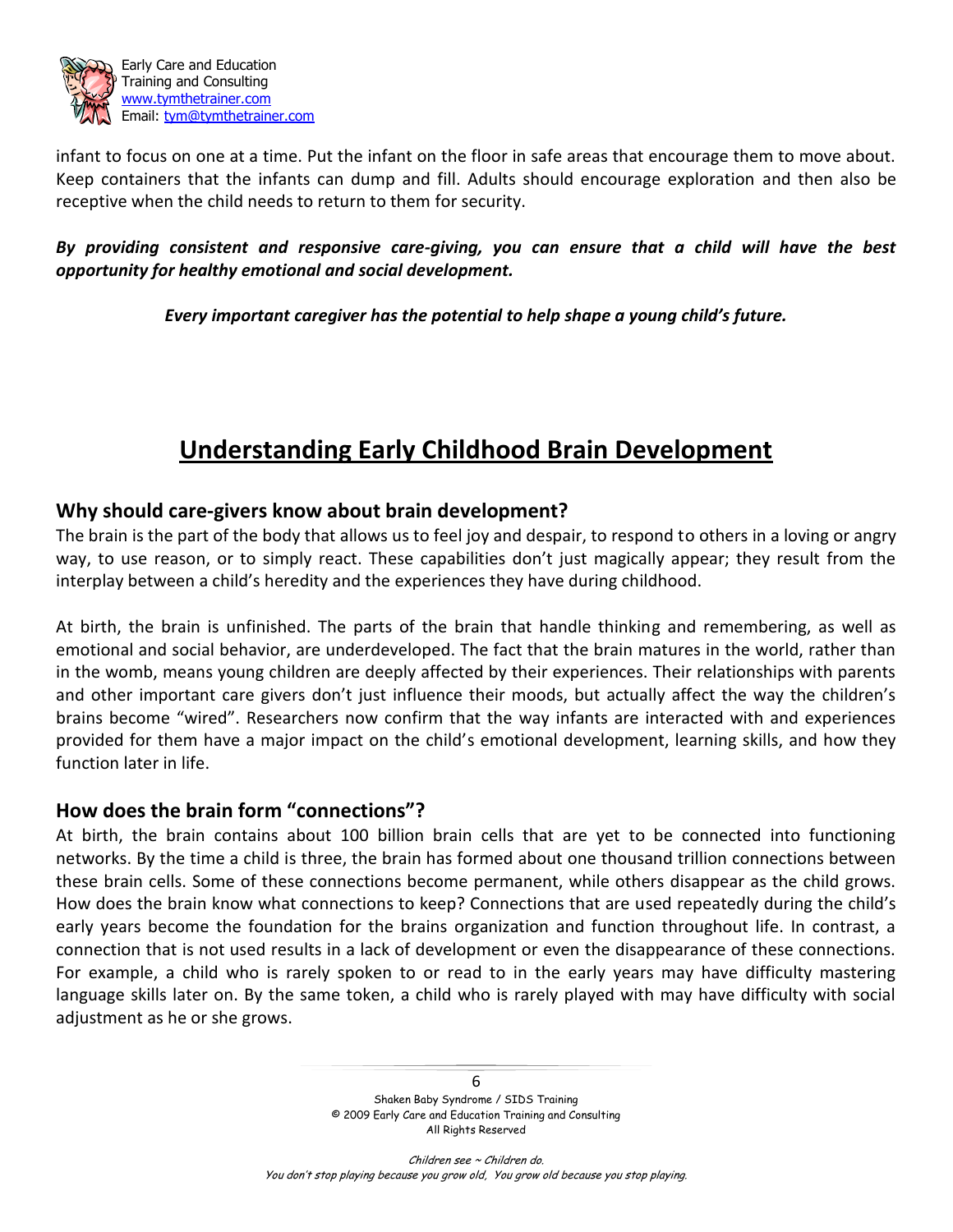infant to focus on one at a time. Put the infant on the floor in safe areas that encourage them to move about. Keep containers that the infants can dump and fill. Adults should encourage exploration and then also be receptive when the child needs to return to them for security.

***By providing consistent and responsive care-giving, you can ensure that a child will have the best opportunity for healthy emotional and social development.***

***Every important caregiver has the potential to help shape a young child's future.***

# Understanding Early Childhood Brain Development

## Why should care-givers know about brain development?

The brain is the part of the body that allows us to feel joy and despair, to respond to others in a loving or angry way, to use reason, or to simply react. These capabilities don't just magically appear; they result from the interplay between a child's heredity and the experiences they have during childhood.

At birth, the brain is unfinished. The parts of the brain that handle thinking and remembering, as well as emotional and social behavior, are underdeveloped. The fact that the brain matures in the world, rather than in the womb, means young children are deeply affected by their experiences. Their relationships with parents and other important care givers don't just influence their moods, but actually affect the way the children's brains become "wired". Researchers now confirm that the way infants are interacted with and experiences provided for them have a major impact on the child's emotional development, learning skills, and how they function later in life.

## How does the brain form "connections"?

At birth, the brain contains about 100 billion brain cells that are yet to be connected into functioning networks. By the time a child is three, the brain has formed about one thousand trillion connections between these brain cells. Some of these connections become permanent, while others disappear as the child grows. How does the brain know what connections to keep? Connections that are used repeatedly during the child's early years become the foundation for the brains organization and function throughout life. In contrast, a connection that is not used results in a lack of development or even the disappearance of these connections. For example, a child who is rarely spoken to or read to in the early years may have difficulty mastering language skills later on. By the same token, a child who is rarely played with may have difficulty with social adjustment as he or she grows.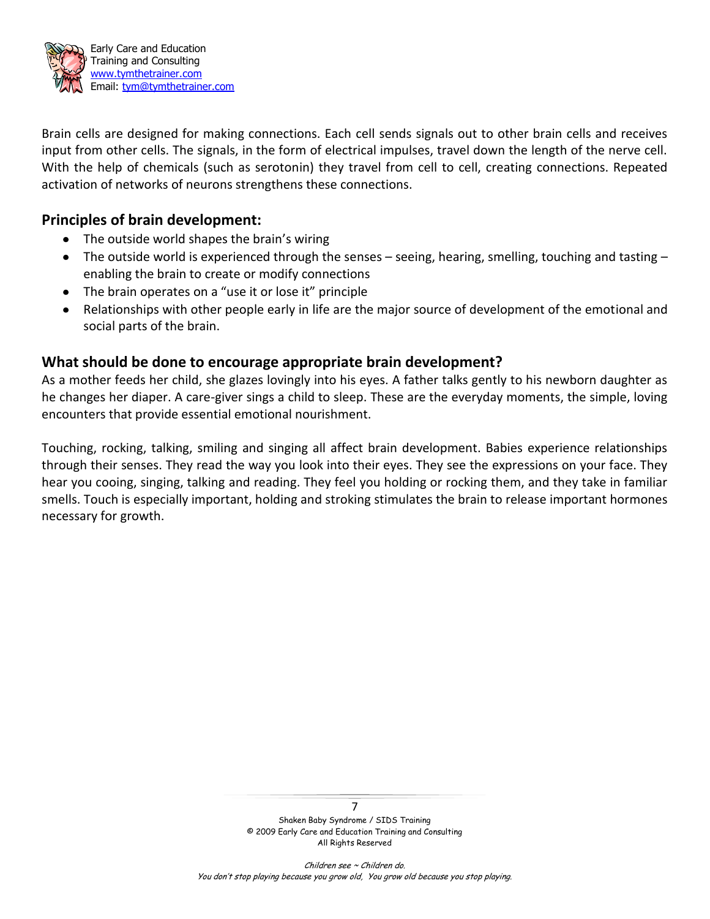Brain cells are designed for making connections. Each cell sends signals out to other brain cells and receives input from other cells. The signals, in the form of electrical impulses, travel down the length of the nerve cell. With the help of chemicals (such as serotonin) they travel from cell to cell, creating connections. Repeated activation of networks of neurons strengthens these connections.

## Principles of brain development:

- The outside world shapes the brain's wiring
- The outside world is experienced through the senses – seeing, hearing, smelling, touching and tasting – enabling the brain to create or modify connections
- The brain operates on a "use it or lose it" principle
- Relationships with other people early in life are the major source of development of the emotional and social parts of the brain.

## What should be done to encourage appropriate brain development?

As a mother feeds her child, she glazes lovingly into his eyes. A father talks gently to his newborn daughter as he changes her diaper. A care-giver sings a child to sleep. These are the everyday moments, the simple, loving encounters that provide essential emotional nourishment.

Touching, rocking, talking, smiling and singing all affect brain development. Babies experience relationships through their senses. They read the way you look into their eyes. They see the expressions on your face. They hear you cooing, singing, talking and reading. They feel you holding or rocking them, and they take in familiar smells. Touch is especially important, holding and stroking stimulates the brain to release important hormones necessary for growth.